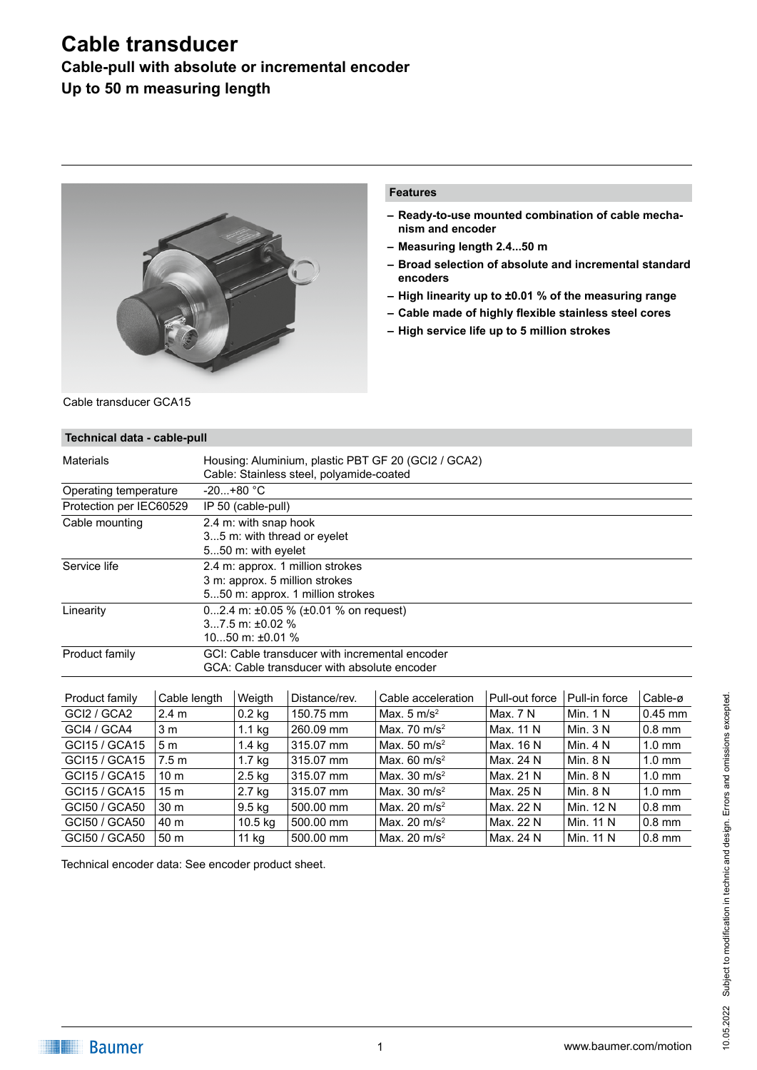# Cable transducer

## Cable-pull with absolute or incremental encoder

## Up to 50 m measuring length

Cable transducer GCA15

### Features

- **Ready-to-use mounted combination of cable mechanism and encoder**
- **Measuring length 2.4...50 m**
- **Broad selection of absolute and incremental standard encoders**
- **High linearity up to ±0.01 % of the measuring range**
- **Cable made of highly flexible stainless steel cores**
- **High service life up to 5 million strokes**

### Technical data - cable-pull

| | |
|---|---|
| Materials | Housing: Aluminium, plastic PBT GF 20 (GCI2 / GCA2)<br>Cable: Stainless steel, polyamide-coated |
| Operating temperature | -20...+80 °C |
| Protection per IEC60529 | IP 50 (cable-pull) |
| Cable mounting | 2.4 m: with snap hook<br>3...5 m: with thread or eyelet<br>5...50 m: with eyelet |
| Service life | 2.4 m: approx. 1 million strokes<br>3 m: approx. 5 million strokes<br>5...50 m: approx. 1 million strokes |
| Linearity | 0...2.4 m: ±0.05 % (±0.01 % on request)<br>3...7.5 m: ±0.02 %<br>10...50 m: ±0.01 % |
| Product family | GCI: Cable transducer with incremental encoder<br>GCA: Cable transducer with absolute encoder |

| Product family | Cable length | Weigth | Distance/rev. | Cable acceleration | Pull-out force | Pull-in force | Cable-ø |
|---|---|---|---|---|---|---|---|
| GCI2 / GCA2 | 2.4 m | 0.2 kg | 150.75 mm | Max. 5 m/s² | Max. 7 N | Min. 1 N | 0.45 mm |
| GCI4 / GCA4 | 3 m | 1.1 kg | 260.09 mm | Max. 70 m/s² | Max. 11 N | Min. 3 N | 0.8 mm |
| GCI15 / GCA15 | 5 m | 1.4 kg | 315.07 mm | Max. 50 m/s² | Max. 16 N | Min. 4 N | 1.0 mm |
| GCI15 / GCA15 | 7.5 m | 1.7 kg | 315.07 mm | Max. 60 m/s² | Max. 24 N | Min. 8 N | 1.0 mm |
| GCI15 / GCA15 | 10 m | 2.5 kg | 315.07 mm | Max. 30 m/s² | Max. 21 N | Min. 8 N | 1.0 mm |
| GCI15 / GCA15 | 15 m | 2.7 kg | 315.07 mm | Max. 30 m/s² | Max. 25 N | Min. 8 N | 1.0 mm |
| GCI50 / GCA50 | 30 m | 9.5 kg | 500.00 mm | Max. 20 m/s² | Max. 22 N | Min. 12 N | 0.8 mm |
| GCI50 / GCA50 | 40 m | 10.5 kg | 500.00 mm | Max. 20 m/s² | Max. 22 N | Min. 11 N | 0.8 mm |
| GCI50 / GCA50 | 50 m | 11 kg | 500.00 mm | Max. 20 m/s² | Max. 24 N | Min. 11 N | 0.8 mm |

Technical encoder data: See encoder product sheet.

10.05.2022 Subject to modification in technic and design. Errors and omissions excepted.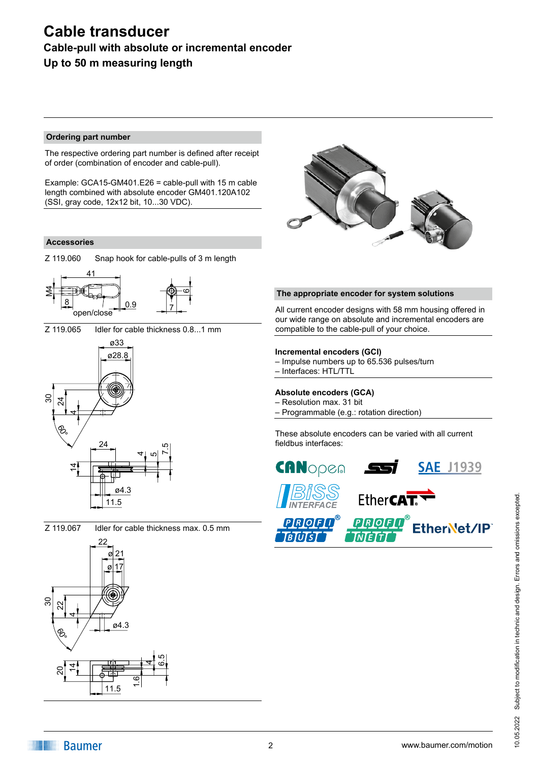# Cable transducer

**Cable-pull with absolute or incremental encoder**

**Up to 50 m measuring length**

## Ordering part number

The respective ordering part number is defined after receipt of order (combination of encoder and cable-pull).

Example: GCA15-GM401.E26 = cable-pull with 15 m cable length combined with absolute encoder GM401.120A102 (SSI, gray code, 12x12 bit, 10...30 VDC).

## Accessories

Z 119.060 Snap hook for cable-pulls of 3 m length

Z 119.065 Idler for cable thickness 0.8...1 mm

Z 119.067 Idler for cable thickness max. 0.5 mm

## The appropriate encoder for system solutions

All current encoder designs with 58 mm housing offered in our wide range on absolute and incremental encoders are compatible to the cable-pull of your choice.

**Incremental encoders (GCI)**
- Impulse numbers up to 65.536 pulses/turn
- Interfaces: HTL/TTL

**Absolute encoders (GCA)**
- Resolution max. 31 bit
- Programmable (e.g.: rotation direction)

These absolute encoders can be varied with all current fieldbus interfaces:

CANopen, SSI, SAE J1939, BiSS Interface, EtherCAT, PROFIBUS, PROFINET, EtherNet/IP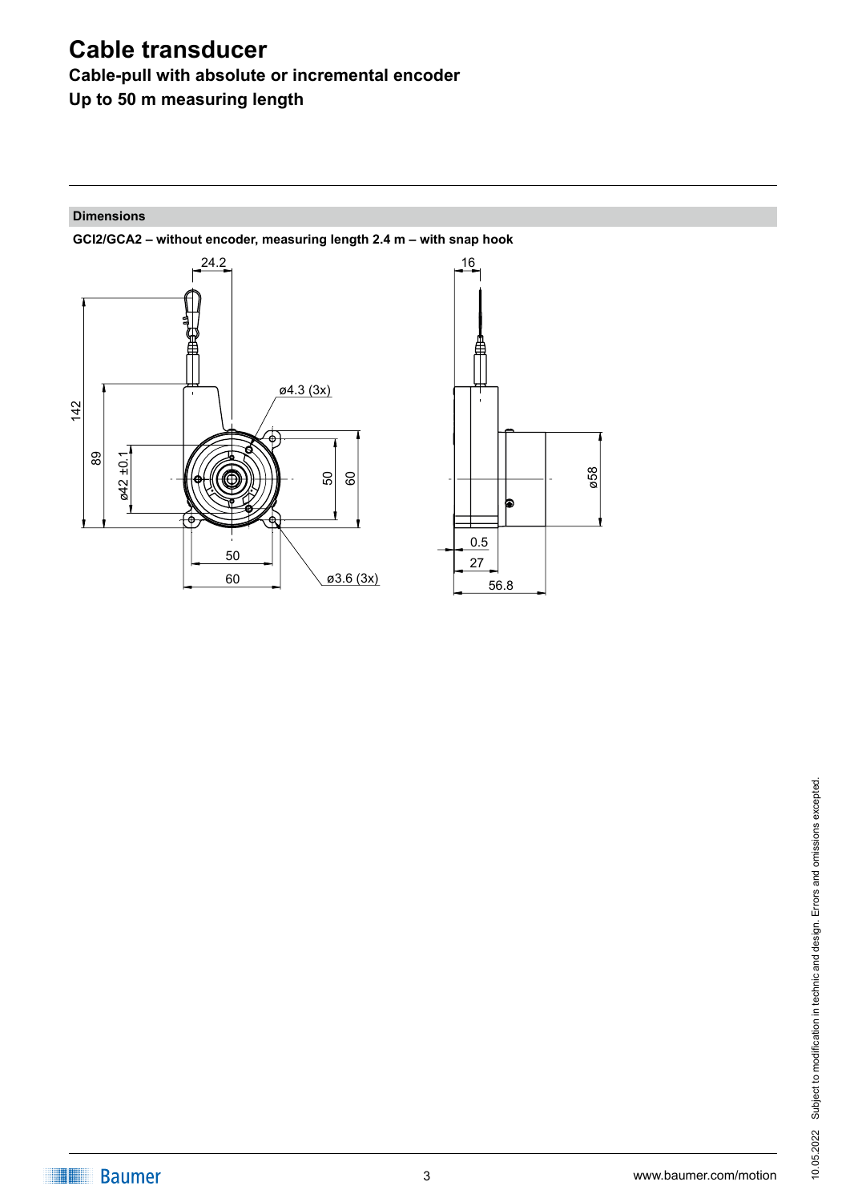# Cable transducer

**Cable-pull with absolute or incremental encoder**

**Up to 50 m measuring length**

## Dimensions

**GCI2/GCA2 – without encoder, measuring length 2.4 m – with snap hook**

24.2

16

142

89

ø42 ±0.1

ø4.3 (3x)

50

60

ø58

50

60

ø3.6 (3x)

0.5

27

56.8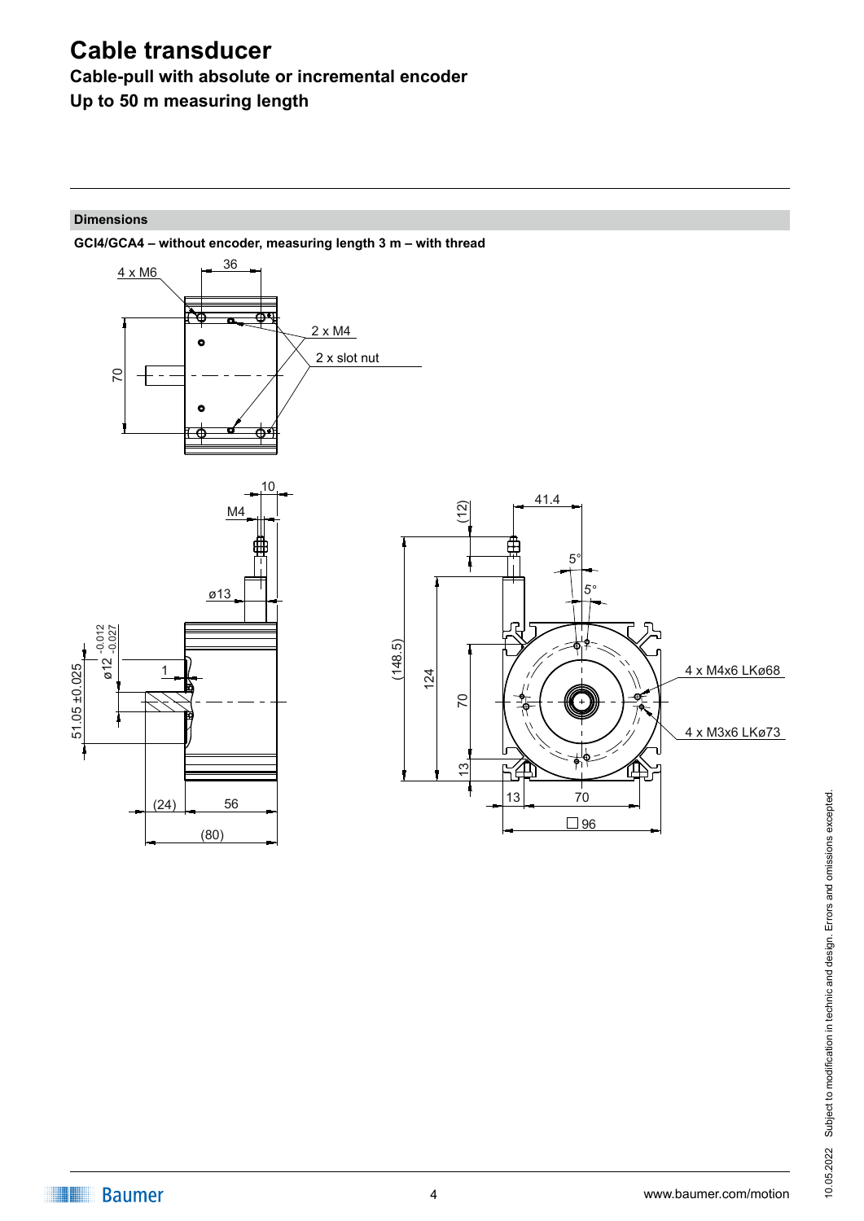# Cable transducer

**Cable-pull with absolute or incremental encoder**

**Up to 50 m measuring length**

## Dimensions

**GCI4/GCA4 – without encoder, measuring length 3 m – with thread**

4 x M6

36

2 x M4

2 x slot nut

70

10

M4

ø13

ø12 -0.012 -0.027

51.05 ±0.025

1

(24)

56

(80)

(12)

41.4

5°

5°

(148.5)

124

70

13

4 x M4x6 LKø68

4 x M3x6 LKø73

13

70

□96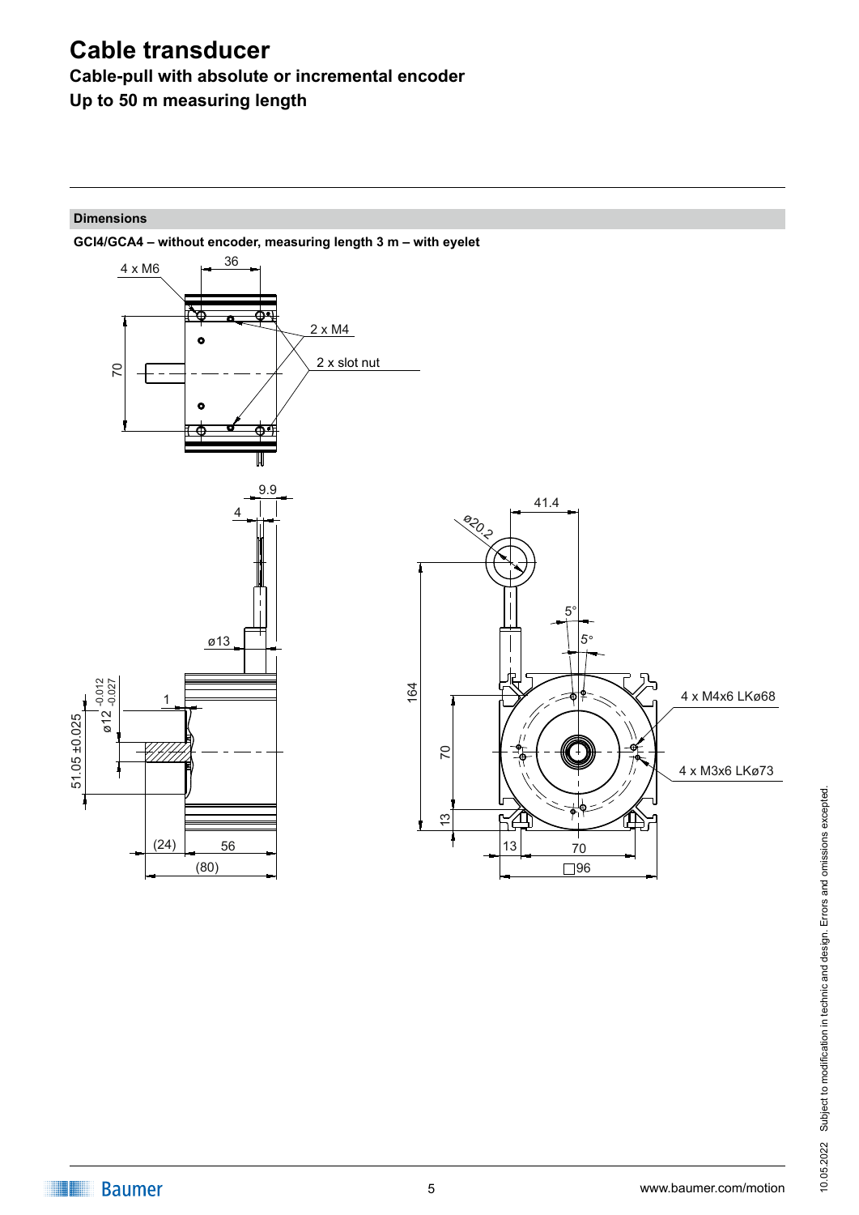# Cable transducer

**Cable-pull with absolute or incremental encoder**

**Up to 50 m measuring length**

## Dimensions

**GCI4/GCA4 – without encoder, measuring length 3 m – with eyelet**

4 x M6

36

2 x M4

2 x slot nut

70

9.9

4

ø13

1

ø12 -0.012 -0.027

51.05 ±0.025

(24)

56

(80)

41.4

ø20.2

5°

5°

164

70

13

4 x M4x6 LKø68

4 x M3x6 LKø73

13

70

□96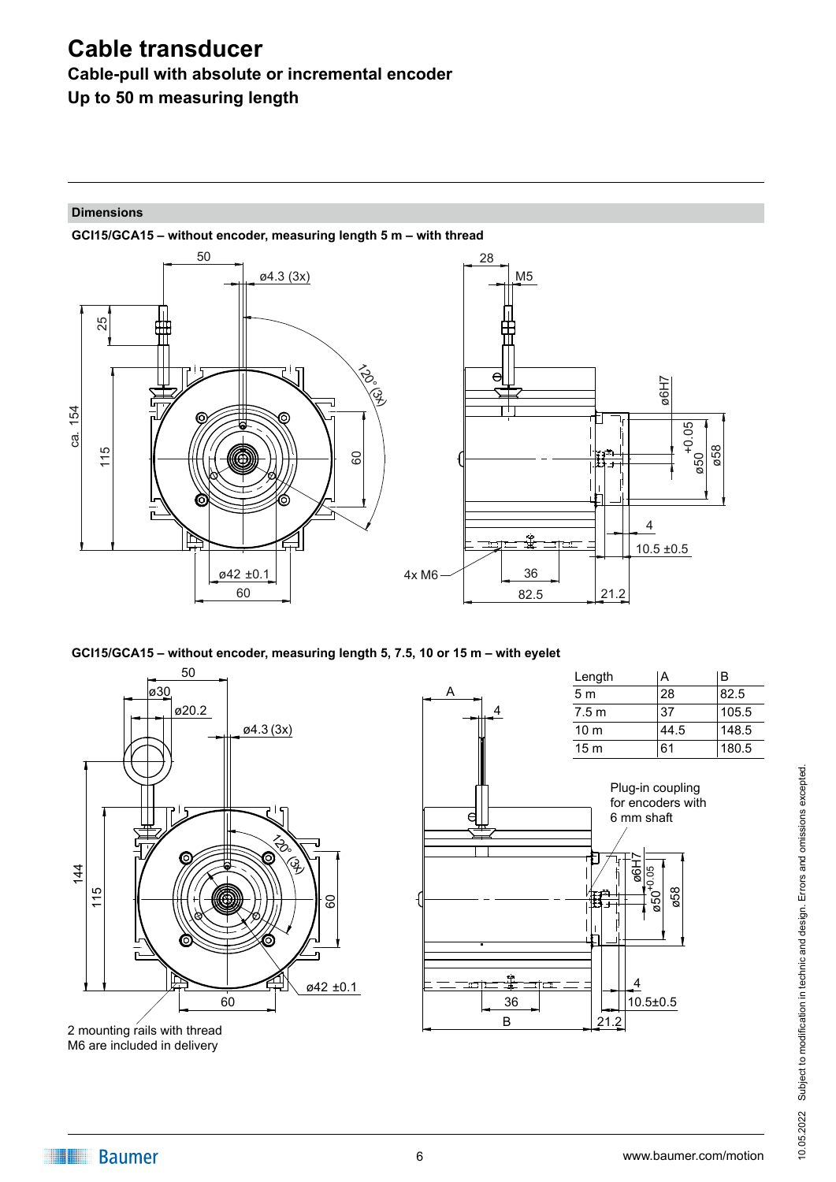# Cable transducer

**Cable-pull with absolute or incremental encoder**
**Up to 50 m measuring length**

---

**Dimensions**

**GCI15/GCA15 – without encoder, measuring length 5 m – with thread**

4x M6

**GCI15/GCA15 – without encoder, measuring length 5, 7.5, 10 or 15 m – with eyelet**

| Length | A | B |
|---|---|---|
| 5 m | 28 | 82.5 |
| 7.5 m | 37 | 105.5 |
| 10 m | 44.5 | 148.5 |
| 15 m | 61 | 180.5 |

Plug-in coupling for encoders with 6 mm shaft

2 mounting rails with thread M6 are included in delivery

10.05.2022 Subject to modification in technic and design. Errors and omissions excepted.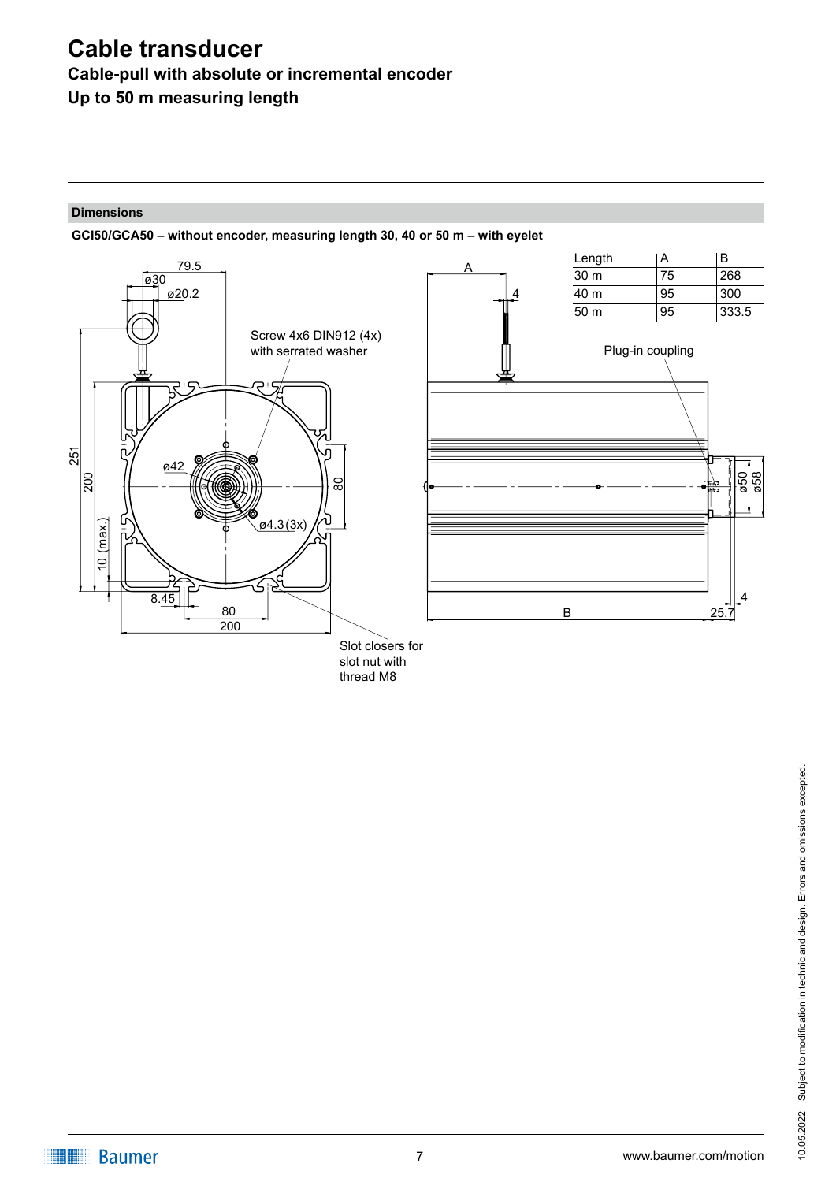# Cable transducer

### Cable-pull with absolute or incremental encoder

### Up to 50 m measuring length

## Dimensions

**GCI50/GCA50 – without encoder, measuring length 30, 40 or 50 m – with eyelet**

| Length | A | B |
|---|---|---|
| 30 m | 75 | 268 |
| 40 m | 95 | 300 |
| 50 m | 95 | 333.5 |

79.5
ø30
ø20.2
Screw 4x6 DIN912 (4x)
with serrated washer
ø42
ø4.3 (3x)
251
200
10 (max.)
80
8.45
80
200
Slot closers for
slot nut with
thread M8
A
4
Plug-in coupling
ø50
ø58
B
25.7
4